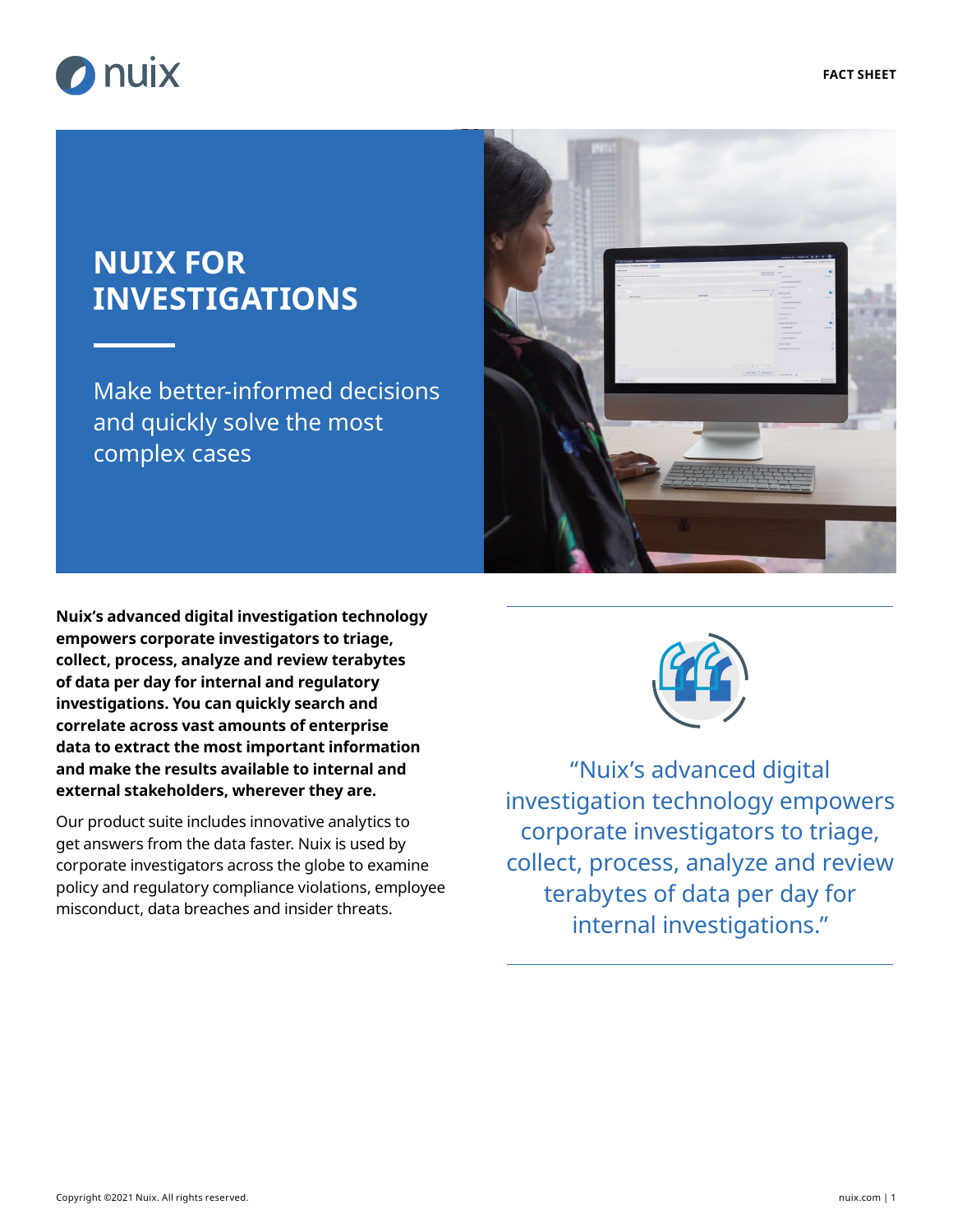FACT SHEET

# NUIX FOR INVESTIGATIONS

Make better-informed decisions and quickly solve the most complex cases

**Nuix's advanced digital investigation technology empowers corporate investigators to triage, collect, process, analyze and review terabytes of data per day for internal and regulatory investigations. You can quickly search and correlate across vast amounts of enterprise data to extract the most important information and make the results available to internal and external stakeholders, wherever they are.**

Our product suite includes innovative analytics to get answers from the data faster. Nuix is used by corporate investigators across the globe to examine policy and regulatory compliance violations, employee misconduct, data breaches and insider threats.

> "Nuix's advanced digital investigation technology empowers corporate investigators to triage, collect, process, analyze and review terabytes of data per day for internal investigations."

Copyright ©2021 Nuix. All rights reserved.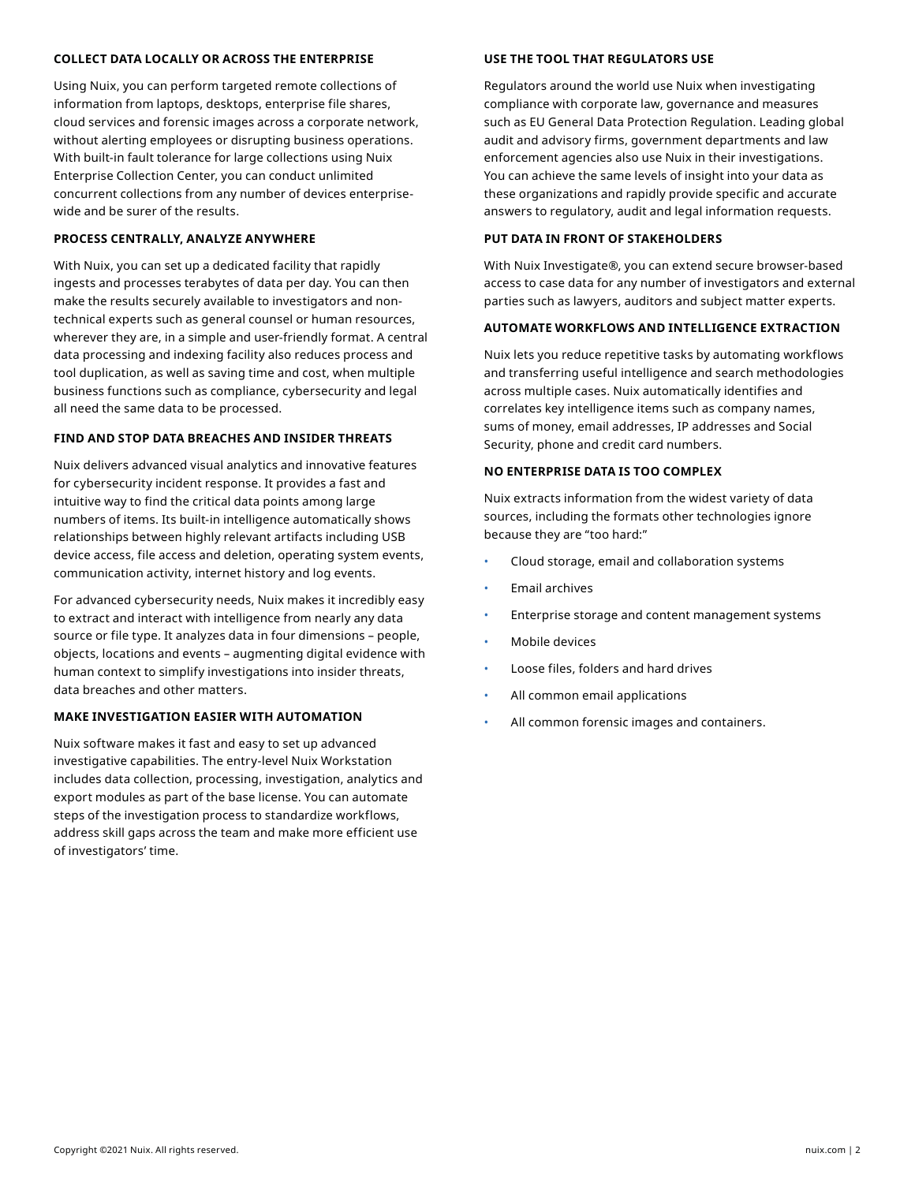### COLLECT DATA LOCALLY OR ACROSS THE ENTERPRISE

Using Nuix, you can perform targeted remote collections of information from laptops, desktops, enterprise file shares, cloud services and forensic images across a corporate network, without alerting employees or disrupting business operations. With built-in fault tolerance for large collections using Nuix Enterprise Collection Center, you can conduct unlimited concurrent collections from any number of devices enterprise-wide and be surer of the results.

### PROCESS CENTRALLY, ANALYZE ANYWHERE

With Nuix, you can set up a dedicated facility that rapidly ingests and processes terabytes of data per day. You can then make the results securely available to investigators and non-technical experts such as general counsel or human resources, wherever they are, in a simple and user-friendly format. A central data processing and indexing facility also reduces process and tool duplication, as well as saving time and cost, when multiple business functions such as compliance, cybersecurity and legal all need the same data to be processed.

### FIND AND STOP DATA BREACHES AND INSIDER THREATS

Nuix delivers advanced visual analytics and innovative features for cybersecurity incident response. It provides a fast and intuitive way to find the critical data points among large numbers of items. Its built-in intelligence automatically shows relationships between highly relevant artifacts including USB device access, file access and deletion, operating system events, communication activity, internet history and log events.

For advanced cybersecurity needs, Nuix makes it incredibly easy to extract and interact with intelligence from nearly any data source or file type. It analyzes data in four dimensions – people, objects, locations and events – augmenting digital evidence with human context to simplify investigations into insider threats, data breaches and other matters.

### MAKE INVESTIGATION EASIER WITH AUTOMATION

Nuix software makes it fast and easy to set up advanced investigative capabilities. The entry-level Nuix Workstation includes data collection, processing, investigation, analytics and export modules as part of the base license. You can automate steps of the investigation process to standardize workflows, address skill gaps across the team and make more efficient use of investigators' time.

### USE THE TOOL THAT REGULATORS USE

Regulators around the world use Nuix when investigating compliance with corporate law, governance and measures such as EU General Data Protection Regulation. Leading global audit and advisory firms, government departments and law enforcement agencies also use Nuix in their investigations. You can achieve the same levels of insight into your data as these organizations and rapidly provide specific and accurate answers to regulatory, audit and legal information requests.

### PUT DATA IN FRONT OF STAKEHOLDERS

With Nuix Investigate®, you can extend secure browser-based access to case data for any number of investigators and external parties such as lawyers, auditors and subject matter experts.

### AUTOMATE WORKFLOWS AND INTELLIGENCE EXTRACTION

Nuix lets you reduce repetitive tasks by automating workflows and transferring useful intelligence and search methodologies across multiple cases. Nuix automatically identifies and correlates key intelligence items such as company names, sums of money, email addresses, IP addresses and Social Security, phone and credit card numbers.

### NO ENTERPRISE DATA IS TOO COMPLEX

Nuix extracts information from the widest variety of data sources, including the formats other technologies ignore because they are "too hard:"

- Cloud storage, email and collaboration systems
- Email archives
- Enterprise storage and content management systems
- Mobile devices
- Loose files, folders and hard drives
- All common email applications
- All common forensic images and containers.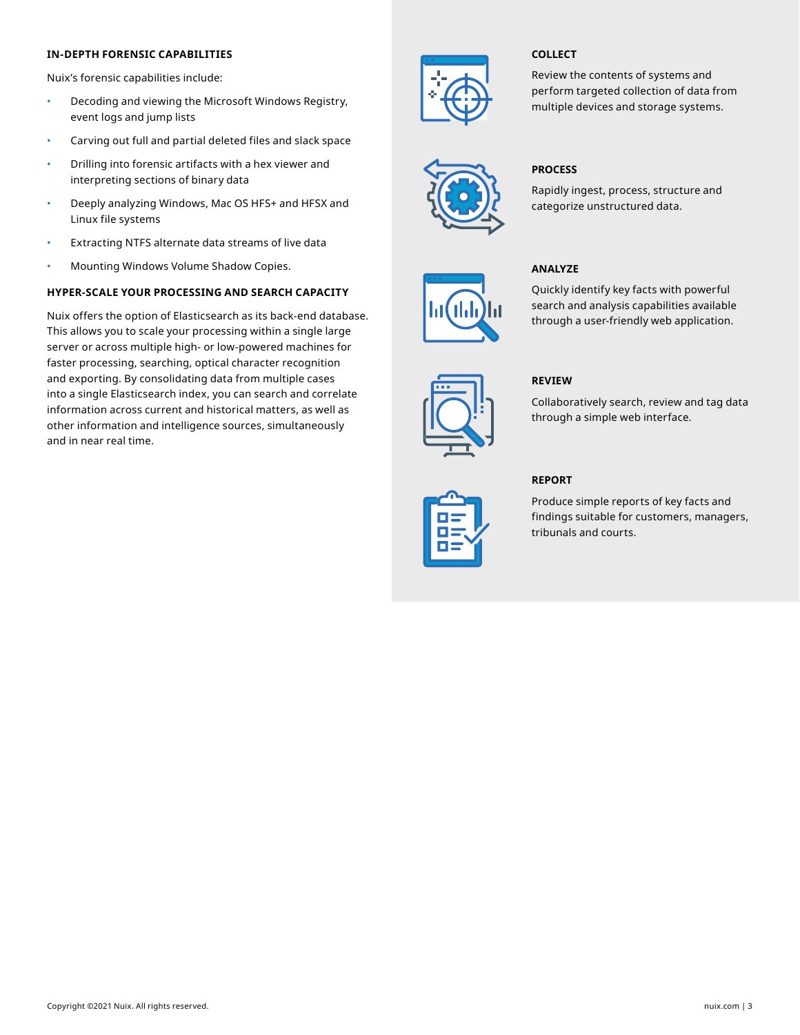## IN-DEPTH FORENSIC CAPABILITIES

Nuix's forensic capabilities include:

- Decoding and viewing the Microsoft Windows Registry, event logs and jump lists
- Carving out full and partial deleted files and slack space
- Drilling into forensic artifacts with a hex viewer and interpreting sections of binary data
- Deeply analyzing Windows, Mac OS HFS+ and HFSX and Linux file systems
- Extracting NTFS alternate data streams of live data
- Mounting Windows Volume Shadow Copies.

## HYPER-SCALE YOUR PROCESSING AND SEARCH CAPACITY

Nuix offers the option of Elasticsearch as its back-end database. This allows you to scale your processing within a single large server or across multiple high- or low-powered machines for faster processing, searching, optical character recognition and exporting. By consolidating data from multiple cases into a single Elasticsearch index, you can search and correlate information across current and historical matters, as well as other information and intelligence sources, simultaneously and in near real time.

### COLLECT

Review the contents of systems and perform targeted collection of data from multiple devices and storage systems.

### PROCESS

Rapidly ingest, process, structure and categorize unstructured data.

### ANALYZE

Quickly identify key facts with powerful search and analysis capabilities available through a user-friendly web application.

### REVIEW

Collaboratively search, review and tag data through a simple web interface.

### REPORT

Produce simple reports of key facts and findings suitable for customers, managers, tribunals and courts.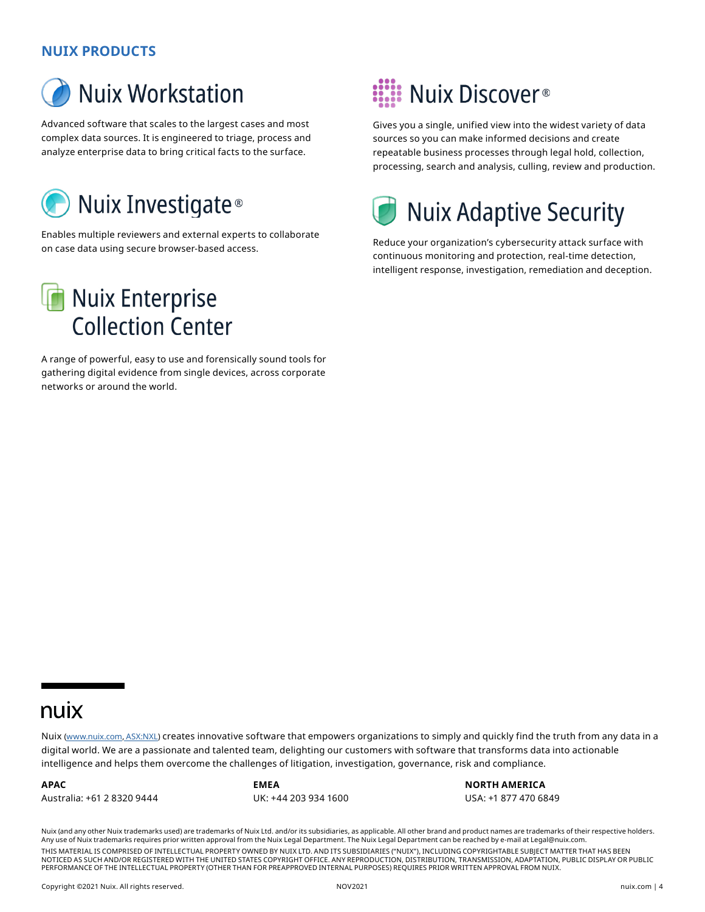## NUIX PRODUCTS

### Nuix Workstation

Advanced software that scales to the largest cases and most complex data sources. It is engineered to triage, process and analyze enterprise data to bring critical facts to the surface.

### Nuix Investigate®

Enables multiple reviewers and external experts to collaborate on case data using secure browser-based access.

### Nuix Enterprise Collection Center

A range of powerful, easy to use and forensically sound tools for gathering digital evidence from single devices, across corporate networks or around the world.

### Nuix Discover®

Gives you a single, unified view into the widest variety of data sources so you can make informed decisions and create repeatable business processes through legal hold, collection, processing, search and analysis, culling, review and production.

### Nuix Adaptive Security

Reduce your organization's cybersecurity attack surface with continuous monitoring and protection, real-time detection, intelligent response, investigation, remediation and deception.

nuix

Nuix (www.nuix.com, ASX:NXL) creates innovative software that empowers organizations to simply and quickly find the truth from any data in a digital world. We are a passionate and talented team, delighting our customers with software that transforms data into actionable intelligence and helps them overcome the challenges of litigation, investigation, governance, risk and compliance.

**APAC**
Australia: +61 2 8320 9444

**EMEA**
UK: +44 203 934 1600

**NORTH AMERICA**
USA: +1 877 470 6849

Nuix (and any other Nuix trademarks used) are trademarks of Nuix Ltd. and/or its subsidiaries, as applicable. All other brand and product names are trademarks of their respective holders. Any use of Nuix trademarks requires prior written approval from the Nuix Legal Department. The Nuix Legal Department can be reached by e-mail at Legal@nuix.com.

THIS MATERIAL IS COMPRISED OF INTELLECTUAL PROPERTY OWNED BY NUIX LTD. AND ITS SUBSIDIARIES ("NUIX"), INCLUDING COPYRIGHTABLE SUBJECT MATTER THAT HAS BEEN NOTICED AS SUCH AND/OR REGISTERED WITH THE UNITED STATES COPYRIGHT OFFICE. ANY REPRODUCTION, DISTRIBUTION, TRANSMISSION, ADAPTATION, PUBLIC DISPLAY OR PUBLIC PERFORMANCE OF THE INTELLECTUAL PROPERTY (OTHER THAN FOR PREAPPROVED INTERNAL PURPOSES) REQUIRES PRIOR WRITTEN APPROVAL FROM NUIX.

Copyright ©2021 Nuix. All rights reserved.

NOV2021